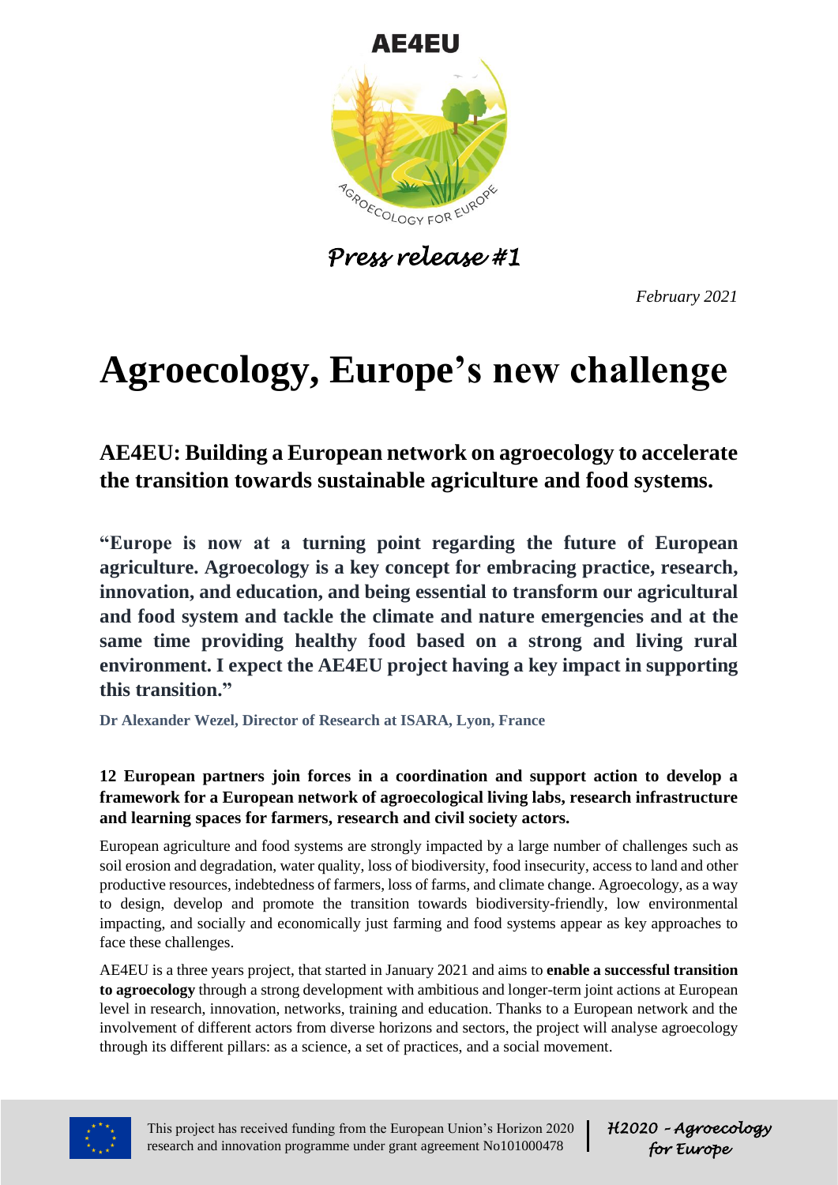AE4EU

*Press release #1*

*February 2021*

# Agroecology, Europe's new challenge

## AE4EU: Building a European network on agroecology to accelerate the transition towards sustainable agriculture and food systems.

**"Europe is now at a turning point regarding the future of European agriculture. Agroecology is a key concept for embracing practice, research, innovation, and education, and being essential to transform our agricultural and food system and tackle the climate and nature emergencies and at the same time providing healthy food based on a strong and living rural environment. I expect the AE4EU project having a key impact in supporting this transition."**

**Dr Alexander Wezel, Director of Research at ISARA, Lyon, France**

**12 European partners join forces in a coordination and support action to develop a framework for a European network of agroecological living labs, research infrastructure and learning spaces for farmers, research and civil society actors.**

European agriculture and food systems are strongly impacted by a large number of challenges such as soil erosion and degradation, water quality, loss of biodiversity, food insecurity, access to land and other productive resources, indebtedness of farmers, loss of farms, and climate change. Agroecology, as a way to design, develop and promote the transition towards biodiversity-friendly, low environmental impacting, and socially and economically just farming and food systems appear as key approaches to face these challenges.

AE4EU is a three years project, that started in January 2021 and aims to **enable a successful transition to agroecology** through a strong development with ambitious and longer-term joint actions at European level in research, innovation, networks, training and education. Thanks to a European network and the involvement of different actors from diverse horizons and sectors, the project will analyse agroecology through its different pillars: as a science, a set of practices, and a social movement.

This project has received funding from the European Union's Horizon 2020 research and innovation programme under grant agreement No101000478

*H2020 - Agroecology for Europe*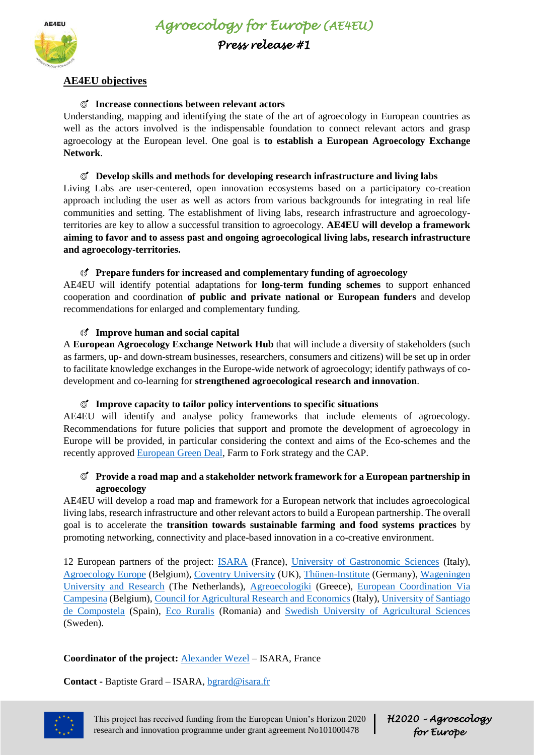## AE4EU objectives

- **Increase connections between relevant actors**

Understanding, mapping and identifying the state of the art of agroecology in European countries as well as the actors involved is the indispensable foundation to connect relevant actors and grasp agroecology at the European level. One goal is **to establish a European Agroecology Exchange Network**.

- **Develop skills and methods for developing research infrastructure and living labs**

Living Labs are user-centered, open innovation ecosystems based on a participatory co-creation approach including the user as well as actors from various backgrounds for integrating in real life communities and setting. The establishment of living labs, research infrastructure and agroecology-territories are key to allow a successful transition to agroecology. **AE4EU will develop a framework aiming to favor and to assess past and ongoing agroecological living labs, research infrastructure and agroecology-territories.**

- **Prepare funders for increased and complementary funding of agroecology**

AE4EU will identify potential adaptations for **long-term funding schemes** to support enhanced cooperation and coordination **of public and private national or European funders** and develop recommendations for enlarged and complementary funding.

- **Improve human and social capital**

A **European Agroecology Exchange Network Hub** that will include a diversity of stakeholders (such as farmers, up- and down-stream businesses, researchers, consumers and citizens) will be set up in order to facilitate knowledge exchanges in the Europe-wide network of agroecology; identify pathways of co-development and co-learning for **strengthened agroecological research and innovation**.

- **Improve capacity to tailor policy interventions to specific situations**

AE4EU will identify and analyse policy frameworks that include elements of agroecology. Recommendations for future policies that support and promote the development of agroecology in Europe will be provided, in particular considering the context and aims of the Eco-schemes and the recently approved European Green Deal, Farm to Fork strategy and the CAP.

- **Provide a road map and a stakeholder network framework for a European partnership in agroecology**

AE4EU will develop a road map and framework for a European network that includes agroecological living labs, research infrastructure and other relevant actors to build a European partnership. The overall goal is to accelerate the **transition towards sustainable farming and food systems practices** by promoting networking, connectivity and place-based innovation in a co-creative environment.

12 European partners of the project: ISARA (France), University of Gastronomic Sciences (Italy), Agroecology Europe (Belgium), Coventry University (UK), Thünen-Institute (Germany), Wageningen University and Research (The Netherlands), Agroecologiki (Greece), European Coordination Via Campesina (Belgium), Council for Agricultural Research and Economics (Italy), University of Santiago de Compostela (Spain), Eco Ruralis (Romania) and Swedish University of Agricultural Sciences (Sweden).

**Coordinator of the project:** Alexander Wezel – ISARA, France

**Contact -** Baptiste Grard – ISARA, bgrard@isara.fr

This project has received funding from the European Union's Horizon 2020 research and innovation programme under grant agreement No101000478

*H2020 – Agroecology for Europe*